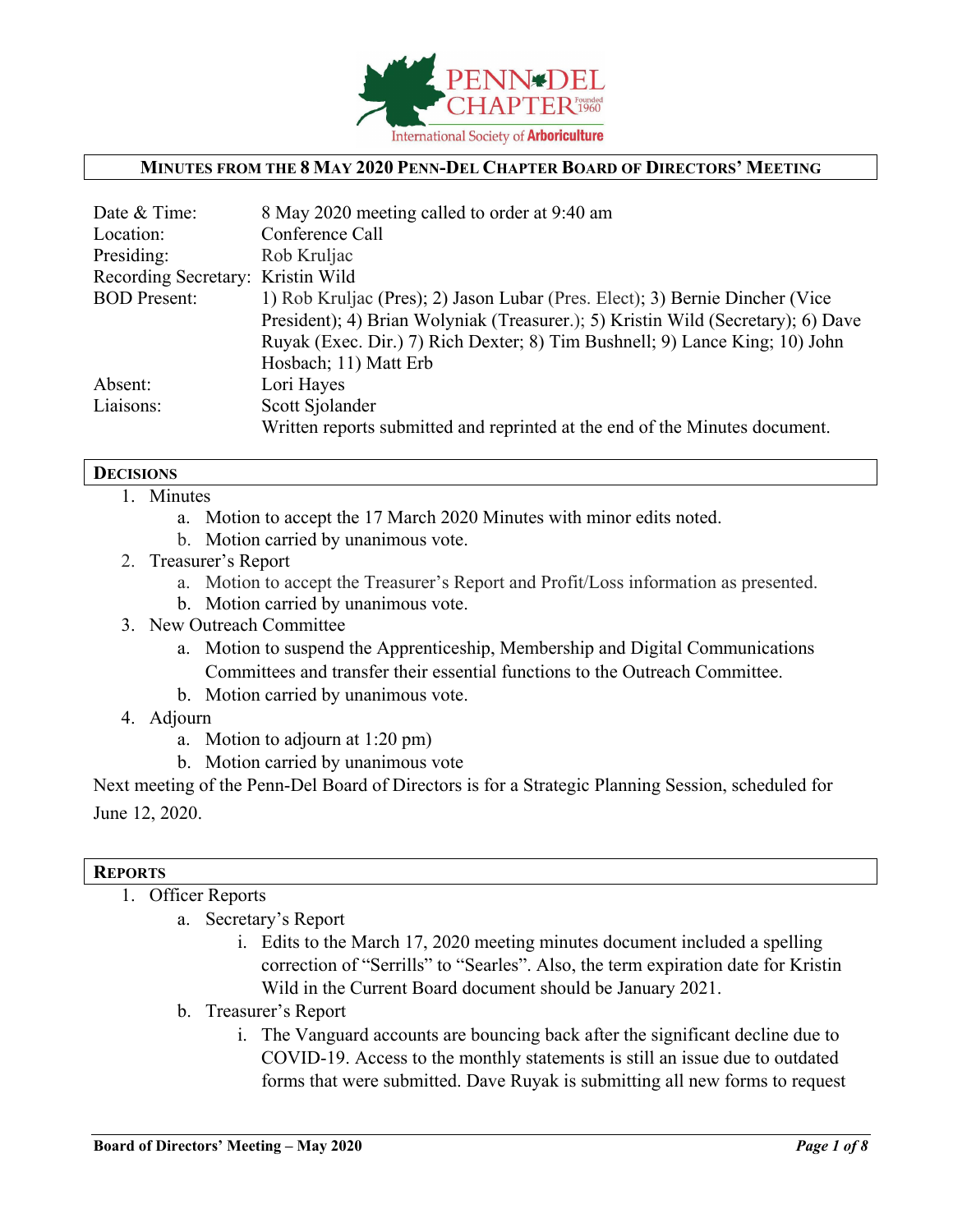PENN-DEL CHAPTER Founded 1960
International Society of Arboriculture

# MINUTES FROM THE 8 MAY 2020 PENN-DEL CHAPTER BOARD OF DIRECTORS' MEETING

| | |
|---|---|
| Date & Time: | 8 May 2020 meeting called to order at 9:40 am |
| Location: | Conference Call |
| Presiding: | Rob Kruljac |
| Recording Secretary: | Kristin Wild |
| BOD Present: | 1) Rob Kruljac (Pres); 2) Jason Lubar (Pres. Elect); 3) Bernie Dincher (Vice President); 4) Brian Wolyniak (Treasurer.); 5) Kristin Wild (Secretary); 6) Dave Ruyak (Exec. Dir.) 7) Rich Dexter; 8) Tim Bushnell; 9) Lance King; 10) John Hosbach; 11) Matt Erb |
| Absent: | Lori Hayes |
| Liaisons: | Scott Sjolander |
| | Written reports submitted and reprinted at the end of the Minutes document. |

## DECISIONS

1. Minutes
   a. Motion to accept the 17 March 2020 Minutes with minor edits noted.
   b. Motion carried by unanimous vote.
2. Treasurer's Report
   a. Motion to accept the Treasurer's Report and Profit/Loss information as presented.
   b. Motion carried by unanimous vote.
3. New Outreach Committee
   a. Motion to suspend the Apprenticeship, Membership and Digital Communications Committees and transfer their essential functions to the Outreach Committee.
   b. Motion carried by unanimous vote.
4. Adjourn
   a. Motion to adjourn at 1:20 pm)
   b. Motion carried by unanimous vote

Next meeting of the Penn-Del Board of Directors is for a Strategic Planning Session, scheduled for June 12, 2020.

## REPORTS

1. Officer Reports
   a. Secretary's Report
      i. Edits to the March 17, 2020 meeting minutes document included a spelling correction of "Serrills" to "Searles". Also, the term expiration date for Kristin Wild in the Current Board document should be January 2021.
   b. Treasurer's Report
      i. The Vanguard accounts are bouncing back after the significant decline due to COVID-19. Access to the monthly statements is still an issue due to outdated forms that were submitted. Dave Ruyak is submitting all new forms to request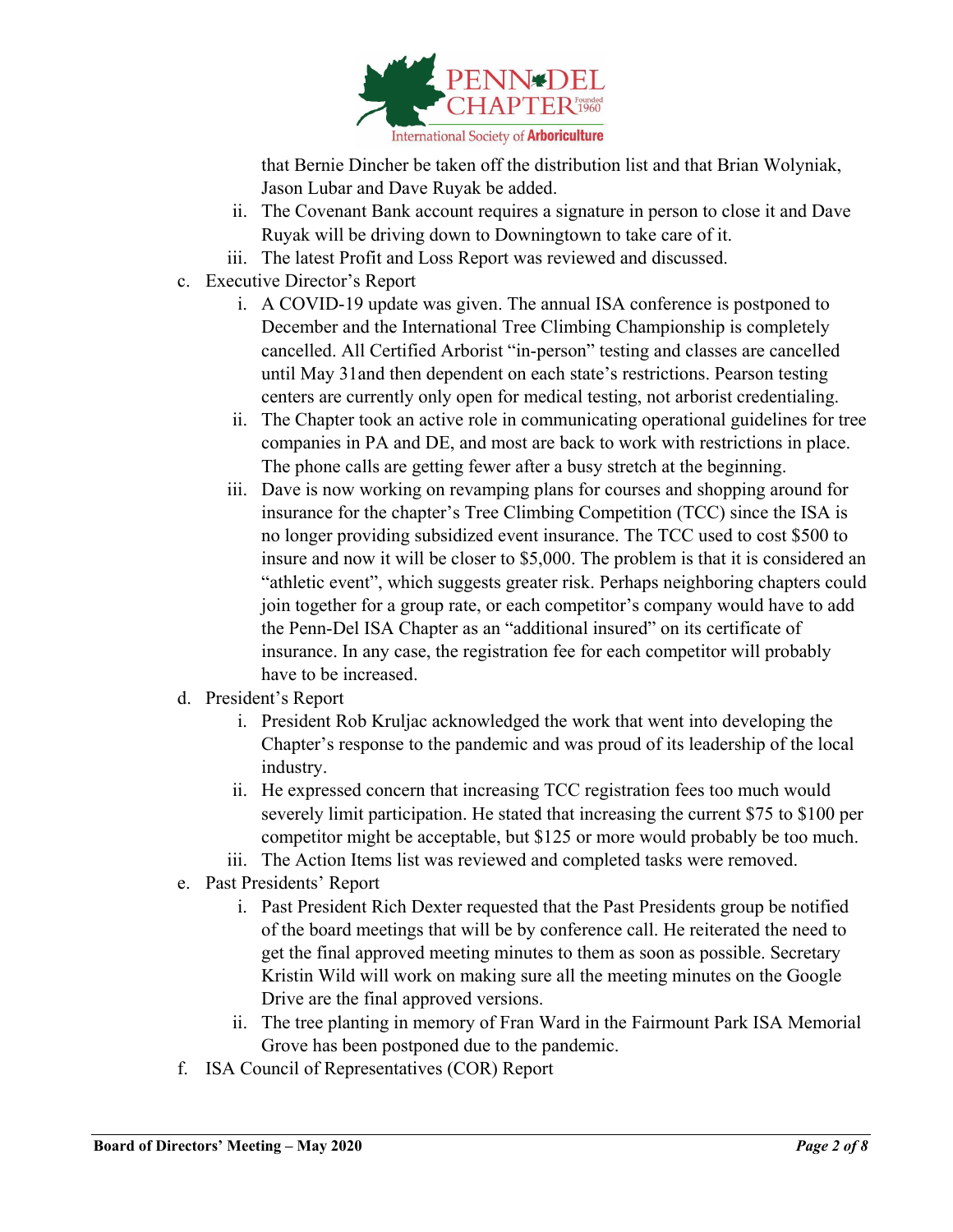that Bernie Dincher be taken off the distribution list and that Brian Wolyniak, Jason Lubar and Dave Ruyak be added.

ii. The Covenant Bank account requires a signature in person to close it and Dave Ruyak will be driving down to Downingtown to take care of it.

iii. The latest Profit and Loss Report was reviewed and discussed.

c. Executive Director's Report

i. A COVID-19 update was given. The annual ISA conference is postponed to December and the International Tree Climbing Championship is completely cancelled. All Certified Arborist "in-person" testing and classes are cancelled until May 31and then dependent on each state's restrictions. Pearson testing centers are currently only open for medical testing, not arborist credentialing.

ii. The Chapter took an active role in communicating operational guidelines for tree companies in PA and DE, and most are back to work with restrictions in place. The phone calls are getting fewer after a busy stretch at the beginning.

iii. Dave is now working on revamping plans for courses and shopping around for insurance for the chapter's Tree Climbing Competition (TCC) since the ISA is no longer providing subsidized event insurance. The TCC used to cost $500 to insure and now it will be closer to $5,000. The problem is that it is considered an "athletic event", which suggests greater risk. Perhaps neighboring chapters could join together for a group rate, or each competitor's company would have to add the Penn-Del ISA Chapter as an "additional insured" on its certificate of insurance. In any case, the registration fee for each competitor will probably have to be increased.

d. President's Report

i. President Rob Kruljac acknowledged the work that went into developing the Chapter's response to the pandemic and was proud of its leadership of the local industry.

ii. He expressed concern that increasing TCC registration fees too much would severely limit participation. He stated that increasing the current $75 to $100 per competitor might be acceptable, but $125 or more would probably be too much.

iii. The Action Items list was reviewed and completed tasks were removed.

e. Past Presidents' Report

i. Past President Rich Dexter requested that the Past Presidents group be notified of the board meetings that will be by conference call. He reiterated the need to get the final approved meeting minutes to them as soon as possible. Secretary Kristin Wild will work on making sure all the meeting minutes on the Google Drive are the final approved versions.

ii. The tree planting in memory of Fran Ward in the Fairmount Park ISA Memorial Grove has been postponed due to the pandemic.

f. ISA Council of Representatives (COR) Report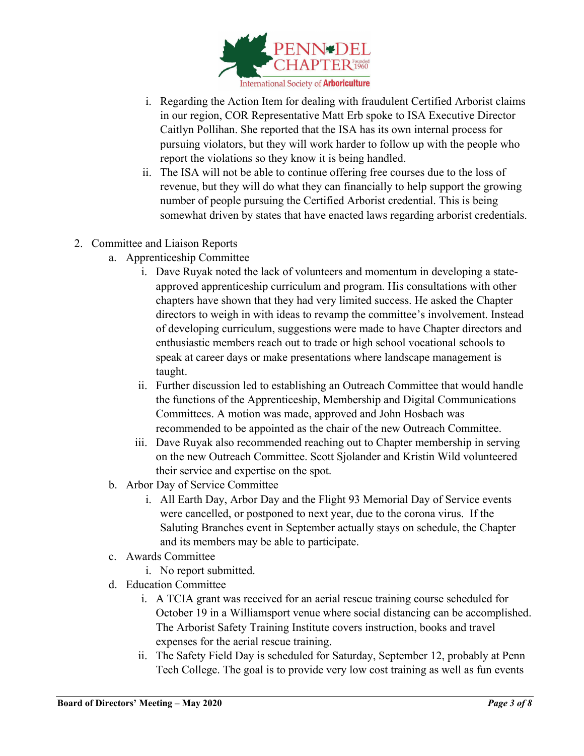i. Regarding the Action Item for dealing with fraudulent Certified Arborist claims in our region, COR Representative Matt Erb spoke to ISA Executive Director Caitlyn Pollihan. She reported that the ISA has its own internal process for pursuing violators, but they will work harder to follow up with the people who report the violations so they know it is being handled.

ii. The ISA will not be able to continue offering free courses due to the loss of revenue, but they will do what they can financially to help support the growing number of people pursuing the Certified Arborist credential. This is being somewhat driven by states that have enacted laws regarding arborist credentials.

2. Committee and Liaison Reports
   a. Apprenticeship Committee
      i. Dave Ruyak noted the lack of volunteers and momentum in developing a state-approved apprenticeship curriculum and program. His consultations with other chapters have shown that they had very limited success. He asked the Chapter directors to weigh in with ideas to revamp the committee's involvement. Instead of developing curriculum, suggestions were made to have Chapter directors and enthusiastic members reach out to trade or high school vocational schools to speak at career days or make presentations where landscape management is taught.
      ii. Further discussion led to establishing an Outreach Committee that would handle the functions of the Apprenticeship, Membership and Digital Communications Committees. A motion was made, approved and John Hosbach was recommended to be appointed as the chair of the new Outreach Committee.
      iii. Dave Ruyak also recommended reaching out to Chapter membership in serving on the new Outreach Committee. Scott Sjolander and Kristin Wild volunteered their service and expertise on the spot.
   b. Arbor Day of Service Committee
      i. All Earth Day, Arbor Day and the Flight 93 Memorial Day of Service events were cancelled, or postponed to next year, due to the corona virus. If the Saluting Branches event in September actually stays on schedule, the Chapter and its members may be able to participate.
   c. Awards Committee
      i. No report submitted.
   d. Education Committee
      i. A TCIA grant was received for an aerial rescue training course scheduled for October 19 in a Williamsport venue where social distancing can be accomplished. The Arborist Safety Training Institute covers instruction, books and travel expenses for the aerial rescue training.
      ii. The Safety Field Day is scheduled for Saturday, September 12, probably at Penn Tech College. The goal is to provide very low cost training as well as fun events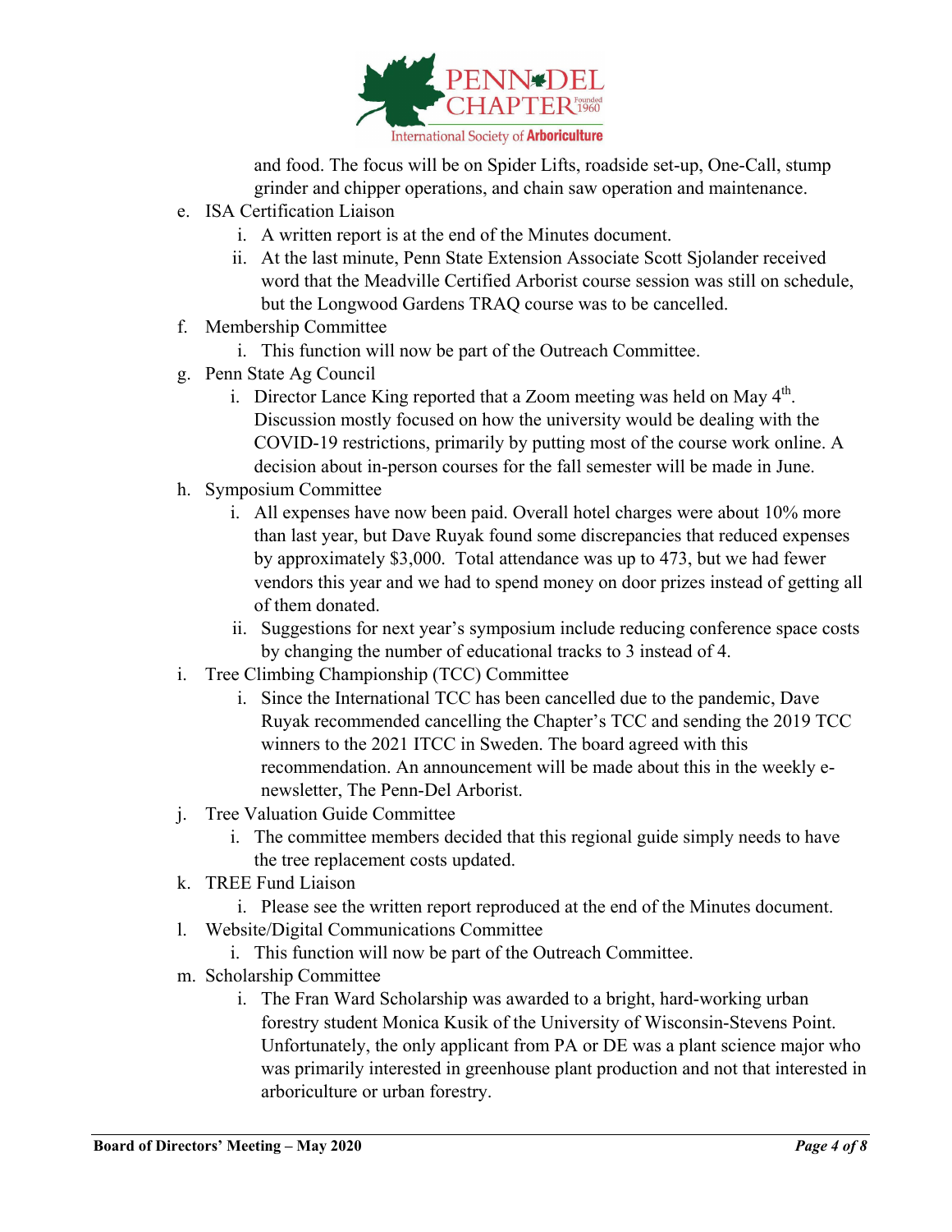and food. The focus will be on Spider Lifts, roadside set-up, One-Call, stump grinder and chipper operations, and chain saw operation and maintenance.

e. ISA Certification Liaison
   i. A written report is at the end of the Minutes document.
   ii. At the last minute, Penn State Extension Associate Scott Sjolander received word that the Meadville Certified Arborist course session was still on schedule, but the Longwood Gardens TRAQ course was to be cancelled.

f. Membership Committee
   i. This function will now be part of the Outreach Committee.

g. Penn State Ag Council
   i. Director Lance King reported that a Zoom meeting was held on May 4th. Discussion mostly focused on how the university would be dealing with the COVID-19 restrictions, primarily by putting most of the course work online. A decision about in-person courses for the fall semester will be made in June.

h. Symposium Committee
   i. All expenses have now been paid. Overall hotel charges were about 10% more than last year, but Dave Ruyak found some discrepancies that reduced expenses by approximately $3,000. Total attendance was up to 473, but we had fewer vendors this year and we had to spend money on door prizes instead of getting all of them donated.
   ii. Suggestions for next year's symposium include reducing conference space costs by changing the number of educational tracks to 3 instead of 4.

i. Tree Climbing Championship (TCC) Committee
   i. Since the International TCC has been cancelled due to the pandemic, Dave Ruyak recommended cancelling the Chapter's TCC and sending the 2019 TCC winners to the 2021 ITCC in Sweden. The board agreed with this recommendation. An announcement will be made about this in the weekly e-newsletter, The Penn-Del Arborist.

j. Tree Valuation Guide Committee
   i. The committee members decided that this regional guide simply needs to have the tree replacement costs updated.

k. TREE Fund Liaison
   i. Please see the written report reproduced at the end of the Minutes document.

l. Website/Digital Communications Committee
   i. This function will now be part of the Outreach Committee.

m. Scholarship Committee
   i. The Fran Ward Scholarship was awarded to a bright, hard-working urban forestry student Monica Kusik of the University of Wisconsin-Stevens Point. Unfortunately, the only applicant from PA or DE was a plant science major who was primarily interested in greenhouse plant production and not that interested in arboriculture or urban forestry.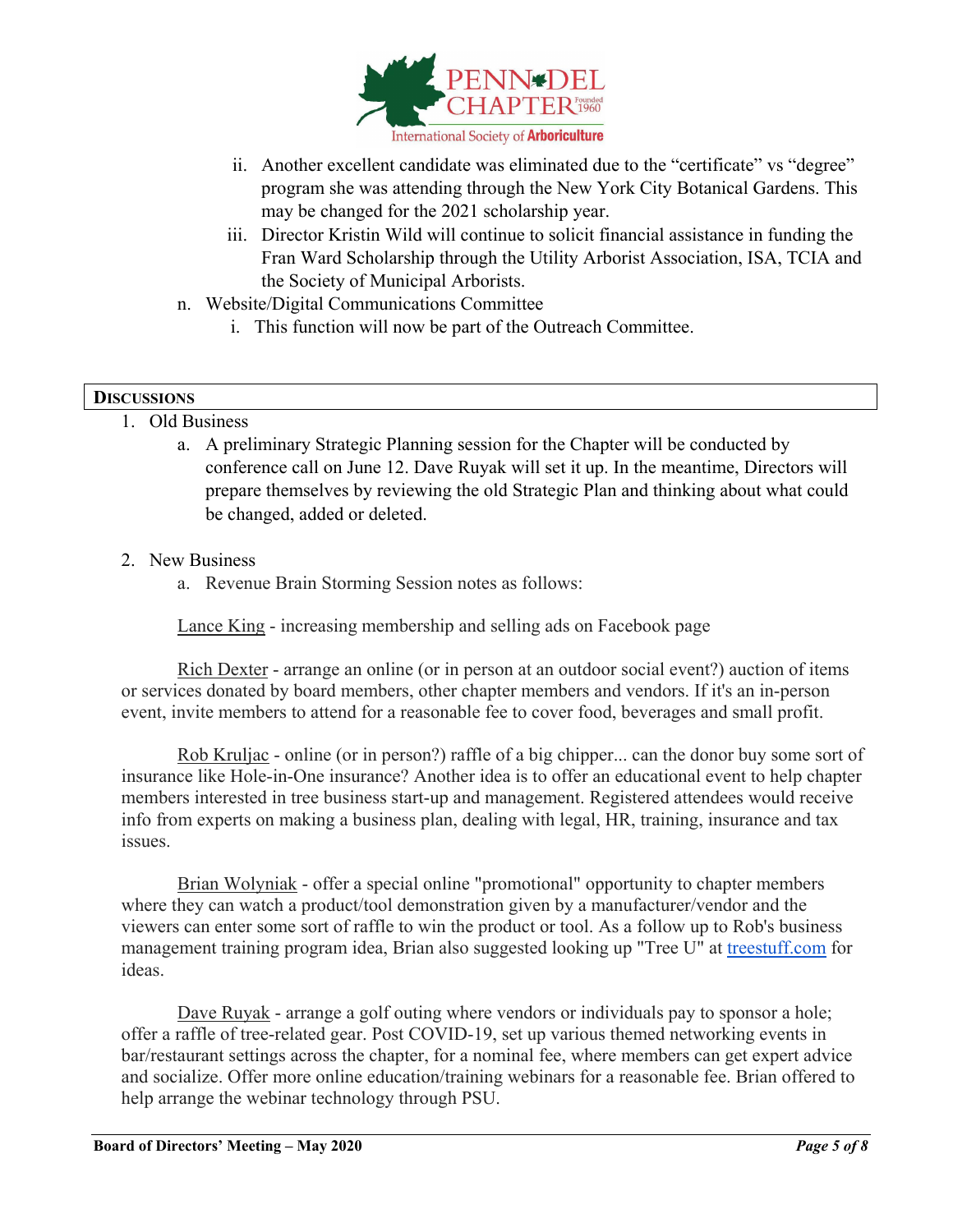ii. Another excellent candidate was eliminated due to the "certificate" vs "degree" program she was attending through the New York City Botanical Gardens. This may be changed for the 2021 scholarship year.

iii. Director Kristin Wild will continue to solicit financial assistance in funding the Fran Ward Scholarship through the Utility Arborist Association, ISA, TCIA and the Society of Municipal Arborists.

n. Website/Digital Communications Committee

   i. This function will now be part of the Outreach Committee.

## DISCUSSIONS

1. Old Business
   a. A preliminary Strategic Planning session for the Chapter will be conducted by conference call on June 12. Dave Ruyak will set it up. In the meantime, Directors will prepare themselves by reviewing the old Strategic Plan and thinking about what could be changed, added or deleted.

2. New Business
   a. Revenue Brain Storming Session notes as follows:

Lance King - increasing membership and selling ads on Facebook page

Rich Dexter - arrange an online (or in person at an outdoor social event?) auction of items or services donated by board members, other chapter members and vendors. If it's an in-person event, invite members to attend for a reasonable fee to cover food, beverages and small profit.

Rob Kruljac - online (or in person?) raffle of a big chipper... can the donor buy some sort of insurance like Hole-in-One insurance? Another idea is to offer an educational event to help chapter members interested in tree business start-up and management. Registered attendees would receive info from experts on making a business plan, dealing with legal, HR, training, insurance and tax issues.

Brian Wolyniak - offer a special online "promotional" opportunity to chapter members where they can watch a product/tool demonstration given by a manufacturer/vendor and the viewers can enter some sort of raffle to win the product or tool. As a follow up to Rob's business management training program idea, Brian also suggested looking up "Tree U" at treestuff.com for ideas.

Dave Ruyak - arrange a golf outing where vendors or individuals pay to sponsor a hole; offer a raffle of tree-related gear. Post COVID-19, set up various themed networking events in bar/restaurant settings across the chapter, for a nominal fee, where members can get expert advice and socialize. Offer more online education/training webinars for a reasonable fee. Brian offered to help arrange the webinar technology through PSU.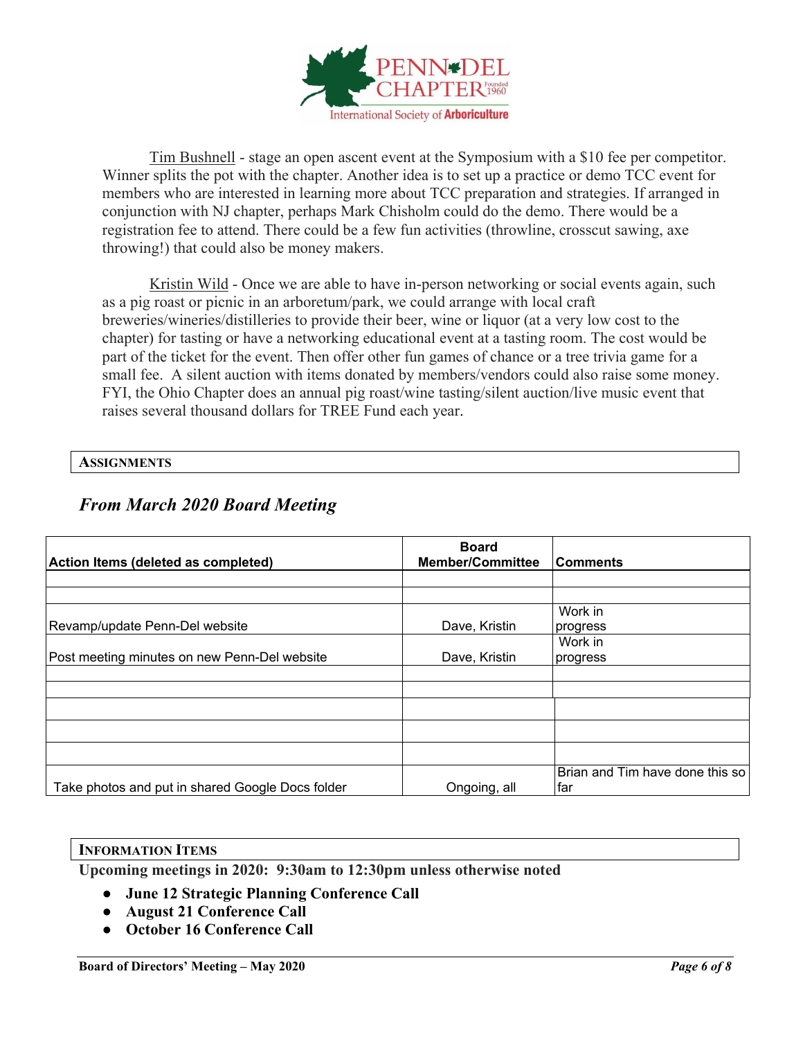Tim Bushnell - stage an open ascent event at the Symposium with a $10 fee per competitor. Winner splits the pot with the chapter. Another idea is to set up a practice or demo TCC event for members who are interested in learning more about TCC preparation and strategies. If arranged in conjunction with NJ chapter, perhaps Mark Chisholm could do the demo. There would be a registration fee to attend. There could be a few fun activities (throwline, crosscut sawing, axe throwing!) that could also be money makers.

Kristin Wild - Once we are able to have in-person networking or social events again, such as a pig roast or picnic in an arboretum/park, we could arrange with local craft breweries/wineries/distilleries to provide their beer, wine or liquor (at a very low cost to the chapter) for tasting or have a networking educational event at a tasting room. The cost would be part of the ticket for the event. Then offer other fun games of chance or a tree trivia game for a small fee. A silent auction with items donated by members/vendors could also raise some money. FYI, the Ohio Chapter does an annual pig roast/wine tasting/silent auction/live music event that raises several thousand dollars for TREE Fund each year.

## ASSIGNMENTS

### *From March 2020 Board Meeting*

| Action Items (deleted as completed) | Board Member/Committee | Comments |
|---|---|---|
| | | |
| | | |
| Revamp/update Penn-Del website | Dave, Kristin | Work in progress |
| Post meeting minutes on new Penn-Del website | Dave, Kristin | Work in progress |
| | | |
| | | |
| | | |
| | | |
| | | |
| Take photos and put in shared Google Docs folder | Ongoing, all | Brian and Tim have done this so far |

## INFORMATION ITEMS

**Upcoming meetings in 2020: 9:30am to 12:30pm unless otherwise noted**

- **June 12 Strategic Planning Conference Call**
- **August 21 Conference Call**
- **October 16 Conference Call**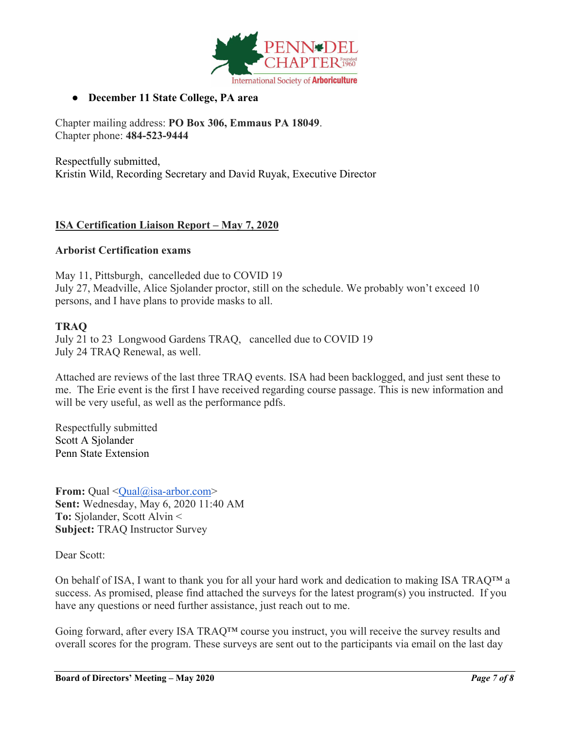- **December 11 State College, PA area**

Chapter mailing address: **PO Box 306, Emmaus PA 18049**.
Chapter phone: **484-523-9444**

Respectfully submitted,
Kristin Wild, Recording Secretary and David Ruyak, Executive Director

## ISA Certification Liaison Report – May 7, 2020

**Arborist Certification exams**

May 11, Pittsburgh, cancelleded due to COVID 19
July 27, Meadville, Alice Sjolander proctor, still on the schedule. We probably won't exceed 10 persons, and I have plans to provide masks to all.

**TRAQ**
July 21 to 23 Longwood Gardens TRAQ, cancelled due to COVID 19
July 24 TRAQ Renewal, as well.

Attached are reviews of the last three TRAQ events. ISA had been backlogged, and just sent these to me. The Erie event is the first I have received regarding course passage. This is new information and will be very useful, as well as the performance pdfs.

Respectfully submitted
Scott A Sjolander
Penn State Extension

**From:** Qual <Qual@isa-arbor.com>
**Sent:** Wednesday, May 6, 2020 11:40 AM
**To:** Sjolander, Scott Alvin <
**Subject:** TRAQ Instructor Survey

Dear Scott:

On behalf of ISA, I want to thank you for all your hard work and dedication to making ISA TRAQ™ a success. As promised, please find attached the surveys for the latest program(s) you instructed. If you have any questions or need further assistance, just reach out to me.

Going forward, after every ISA TRAQ™ course you instruct, you will receive the survey results and overall scores for the program. These surveys are sent out to the participants via email on the last day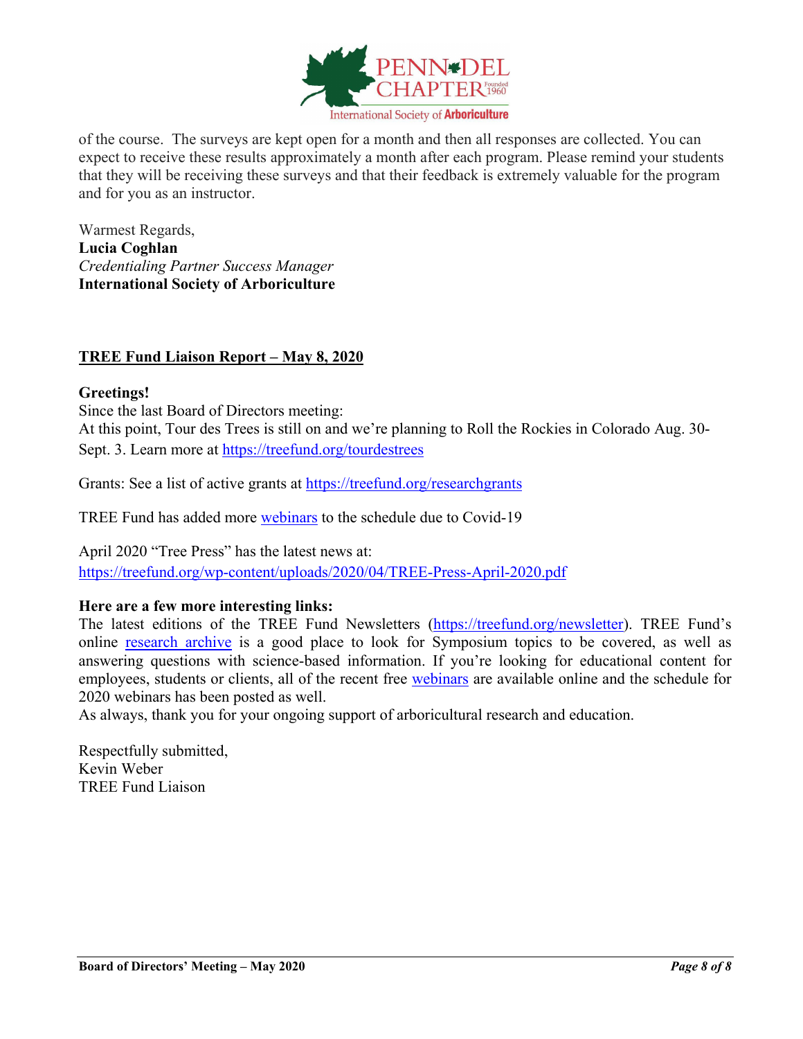of the course. The surveys are kept open for a month and then all responses are collected. You can expect to receive these results approximately a month after each program. Please remind your students that they will be receiving these surveys and that their feedback is extremely valuable for the program and for you as an instructor.

Warmest Regards,
**Lucia Coghlan**
*Credentialing Partner Success Manager*
**International Society of Arboriculture**

## TREE Fund Liaison Report – May 8, 2020

**Greetings!**
Since the last Board of Directors meeting:
At this point, Tour des Trees is still on and we're planning to Roll the Rockies in Colorado Aug. 30-Sept. 3. Learn more at https://treefund.org/tourdestrees

Grants: See a list of active grants at https://treefund.org/researchgrants

TREE Fund has added more webinars to the schedule due to Covid-19

April 2020 "Tree Press" has the latest news at:
https://treefund.org/wp-content/uploads/2020/04/TREE-Press-April-2020.pdf

**Here are a few more interesting links:**
The latest editions of the TREE Fund Newsletters (https://treefund.org/newsletter). TREE Fund's online research archive is a good place to look for Symposium topics to be covered, as well as answering questions with science-based information. If you're looking for educational content for employees, students or clients, all of the recent free webinars are available online and the schedule for 2020 webinars has been posted as well.
As always, thank you for your ongoing support of arboricultural research and education.

Respectfully submitted,
Kevin Weber
TREE Fund Liaison